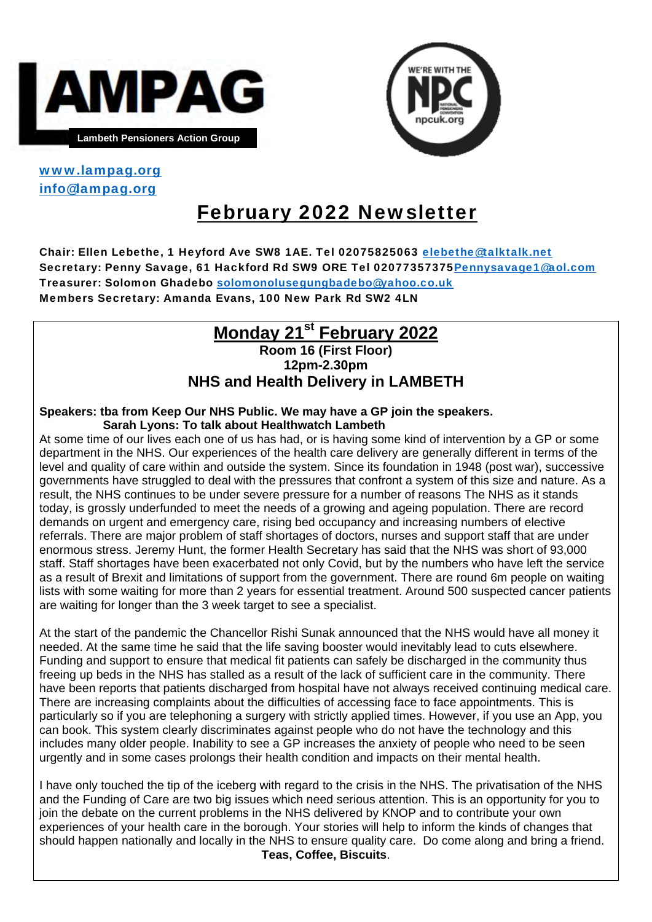# LAMPAG

Lambeth Pensioners Action Group

WE'RE WITH THE NPC
npcuk.org

www.lampag.org
info@lampag.org

# February 2022 Newsletter

**Chair: Ellen Lebethe, 1 Heyford Ave SW8 1AE. Tel 02075825063 elebethe@talktalk.net**
**Secretary: Penny Savage, 61 Hackford Rd SW9 ORE Tel 02077357375Pennysavage1@aol.com**
**Treasurer: Solomon Ghadebo solomonolusegungbadebo@yahoo.co.uk**
**Members Secretary: Amanda Evans, 100 New Park Rd SW2 4LN**

## Monday 21st February 2022

**Room 16 (First Floor)**
**12pm-2.30pm**

### NHS and Health Delivery in LAMBETH

**Speakers: tba from Keep Our NHS Public. We may have a GP join the speakers.**
**Sarah Lyons: To talk about Healthwatch Lambeth**

At some time of our lives each one of us has had, or is having some kind of intervention by a GP or some department in the NHS. Our experiences of the health care delivery are generally different in terms of the level and quality of care within and outside the system. Since its foundation in 1948 (post war), successive governments have struggled to deal with the pressures that confront a system of this size and nature. As a result, the NHS continues to be under severe pressure for a number of reasons The NHS as it stands today, is grossly underfunded to meet the needs of a growing and ageing population. There are record demands on urgent and emergency care, rising bed occupancy and increasing numbers of elective referrals. There are major problem of staff shortages of doctors, nurses and support staff that are under enormous stress. Jeremy Hunt, the former Health Secretary has said that the NHS was short of 93,000 staff. Staff shortages have been exacerbated not only Covid, but by the numbers who have left the service as a result of Brexit and limitations of support from the government. There are round 6m people on waiting lists with some waiting for more than 2 years for essential treatment. Around 500 suspected cancer patients are waiting for longer than the 3 week target to see a specialist.

At the start of the pandemic the Chancellor Rishi Sunak announced that the NHS would have all money it needed. At the same time he said that the life saving booster would inevitably lead to cuts elsewhere. Funding and support to ensure that medical fit patients can safely be discharged in the community thus freeing up beds in the NHS has stalled as a result of the lack of sufficient care in the community. There have been reports that patients discharged from hospital have not always received continuing medical care. There are increasing complaints about the difficulties of accessing face to face appointments. This is particularly so if you are telephoning a surgery with strictly applied times. However, if you use an App, you can book. This system clearly discriminates against people who do not have the technology and this includes many older people. Inability to see a GP increases the anxiety of people who need to be seen urgently and in some cases prolongs their health condition and impacts on their mental health.

I have only touched the tip of the iceberg with regard to the crisis in the NHS. The privatisation of the NHS and the Funding of Care are two big issues which need serious attention. This is an opportunity for you to join the debate on the current problems in the NHS delivered by KNOP and to contribute your own experiences of your health care in the borough. Your stories will help to inform the kinds of changes that should happen nationally and locally in the NHS to ensure quality care. Do come along and bring a friend.

**Teas, Coffee, Biscuits**.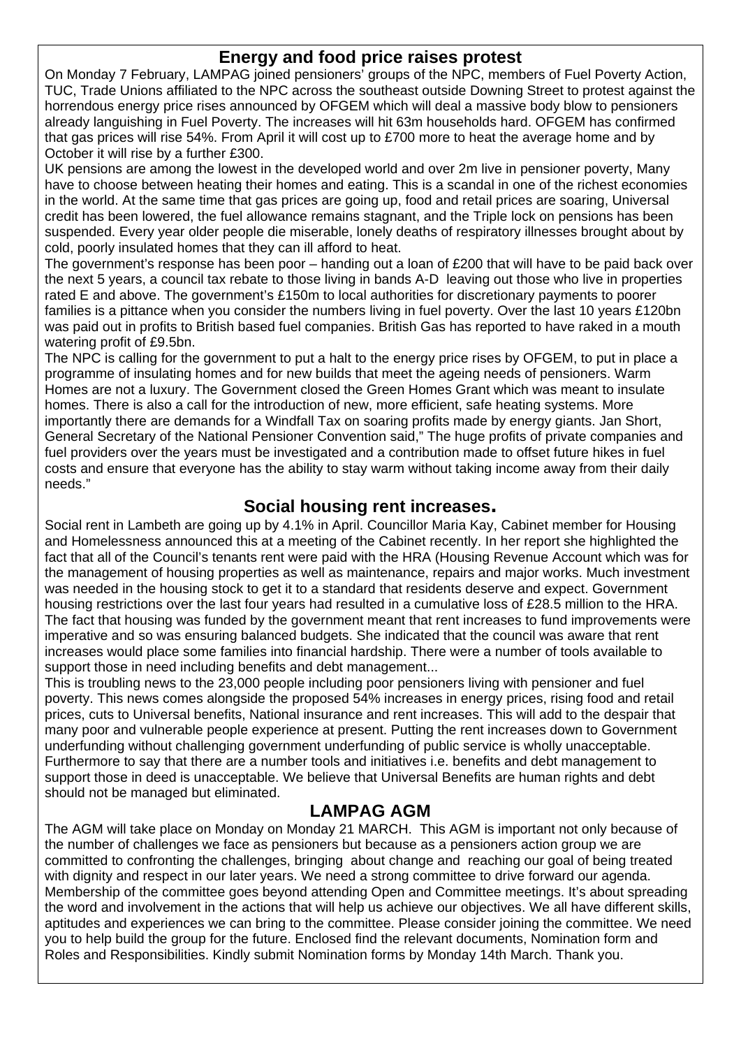## Energy and food price raises protest

On Monday 7 February, LAMPAG joined pensioners' groups of the NPC, members of Fuel Poverty Action, TUC, Trade Unions affiliated to the NPC across the southeast outside Downing Street to protest against the horrendous energy price rises announced by OFGEM which will deal a massive body blow to pensioners already languishing in Fuel Poverty. The increases will hit 63m households hard. OFGEM has confirmed that gas prices will rise 54%. From April it will cost up to £700 more to heat the average home and by October it will rise by a further £300.

UK pensions are among the lowest in the developed world and over 2m live in pensioner poverty, Many have to choose between heating their homes and eating. This is a scandal in one of the richest economies in the world. At the same time that gas prices are going up, food and retail prices are soaring, Universal credit has been lowered, the fuel allowance remains stagnant, and the Triple lock on pensions has been suspended. Every year older people die miserable, lonely deaths of respiratory illnesses brought about by cold, poorly insulated homes that they can ill afford to heat.

The government's response has been poor – handing out a loan of £200 that will have to be paid back over the next 5 years, a council tax rebate to those living in bands A-D leaving out those who live in properties rated E and above. The government's £150m to local authorities for discretionary payments to poorer families is a pittance when you consider the numbers living in fuel poverty. Over the last 10 years £120bn was paid out in profits to British based fuel companies. British Gas has reported to have raked in a mouth watering profit of £9.5bn.

The NPC is calling for the government to put a halt to the energy price rises by OFGEM, to put in place a programme of insulating homes and for new builds that meet the ageing needs of pensioners. Warm Homes are not a luxury. The Government closed the Green Homes Grant which was meant to insulate homes. There is also a call for the introduction of new, more efficient, safe heating systems. More importantly there are demands for a Windfall Tax on soaring profits made by energy giants. Jan Short, General Secretary of the National Pensioner Convention said," The huge profits of private companies and fuel providers over the years must be investigated and a contribution made to offset future hikes in fuel costs and ensure that everyone has the ability to stay warm without taking income away from their daily needs."

## Social housing rent increases.

Social rent in Lambeth are going up by 4.1% in April. Councillor Maria Kay, Cabinet member for Housing and Homelessness announced this at a meeting of the Cabinet recently. In her report she highlighted the fact that all of the Council's tenants rent were paid with the HRA (Housing Revenue Account which was for the management of housing properties as well as maintenance, repairs and major works. Much investment was needed in the housing stock to get it to a standard that residents deserve and expect. Government housing restrictions over the last four years had resulted in a cumulative loss of £28.5 million to the HRA. The fact that housing was funded by the government meant that rent increases to fund improvements were imperative and so was ensuring balanced budgets. She indicated that the council was aware that rent increases would place some families into financial hardship. There were a number of tools available to support those in need including benefits and debt management...

This is troubling news to the 23,000 people including poor pensioners living with pensioner and fuel poverty. This news comes alongside the proposed 54% increases in energy prices, rising food and retail prices, cuts to Universal benefits, National insurance and rent increases. This will add to the despair that many poor and vulnerable people experience at present. Putting the rent increases down to Government underfunding without challenging government underfunding of public service is wholly unacceptable. Furthermore to say that there are a number tools and initiatives i.e. benefits and debt management to support those in deed is unacceptable. We believe that Universal Benefits are human rights and debt should not be managed but eliminated.

## LAMPAG AGM

The AGM will take place on Monday on Monday 21 MARCH. This AGM is important not only because of the number of challenges we face as pensioners but because as a pensioners action group we are committed to confronting the challenges, bringing about change and reaching our goal of being treated with dignity and respect in our later years. We need a strong committee to drive forward our agenda. Membership of the committee goes beyond attending Open and Committee meetings. It's about spreading the word and involvement in the actions that will help us achieve our objectives. We all have different skills, aptitudes and experiences we can bring to the committee. Please consider joining the committee. We need you to help build the group for the future. Enclosed find the relevant documents, Nomination form and Roles and Responsibilities. Kindly submit Nomination forms by Monday 14th March. Thank you.